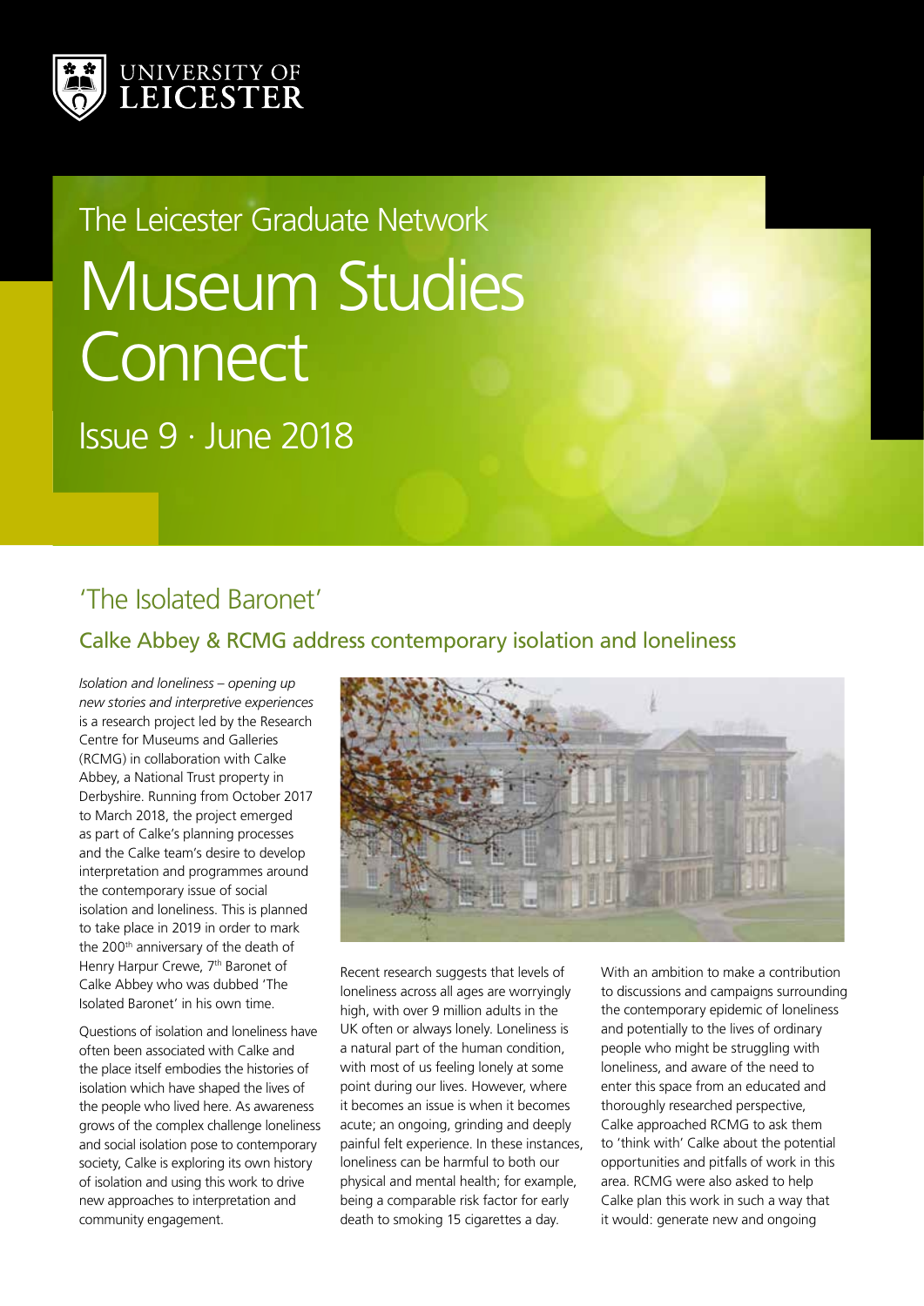UNIVERSITY OF LEICESTER

The Leicester Graduate Network

# Museum Studies Connect

Issue 9 · June 2018

## 'The Isolated Baronet'

### Calke Abbey & RCMG address contemporary isolation and loneliness

*Isolation and loneliness – opening up new stories and interpretive experiences* is a research project led by the Research Centre for Museums and Galleries (RCMG) in collaboration with Calke Abbey, a National Trust property in Derbyshire. Running from October 2017 to March 2018, the project emerged as part of Calke's planning processes and the Calke team's desire to develop interpretation and programmes around the contemporary issue of social isolation and loneliness. This is planned to take place in 2019 in order to mark the 200th anniversary of the death of Henry Harpur Crewe, 7th Baronet of Calke Abbey who was dubbed 'The Isolated Baronet' in his own time.

Questions of isolation and loneliness have often been associated with Calke and the place itself embodies the histories of isolation which have shaped the lives of the people who lived here. As awareness grows of the complex challenge loneliness and social isolation pose to contemporary society, Calke is exploring its own history of isolation and using this work to drive new approaches to interpretation and community engagement.

Recent research suggests that levels of loneliness across all ages are worryingly high, with over 9 million adults in the UK often or always lonely. Loneliness is a natural part of the human condition, with most of us feeling lonely at some point during our lives. However, where it becomes an issue is when it becomes acute; an ongoing, grinding and deeply painful felt experience. In these instances, loneliness can be harmful to both our physical and mental health; for example, being a comparable risk factor for early death to smoking 15 cigarettes a day.

With an ambition to make a contribution to discussions and campaigns surrounding the contemporary epidemic of loneliness and potentially to the lives of ordinary people who might be struggling with loneliness, and aware of the need to enter this space from an educated and thoroughly researched perspective, Calke approached RCMG to ask them to 'think with' Calke about the potential opportunities and pitfalls of work in this area. RCMG were also asked to help Calke plan this work in such a way that it would: generate new and ongoing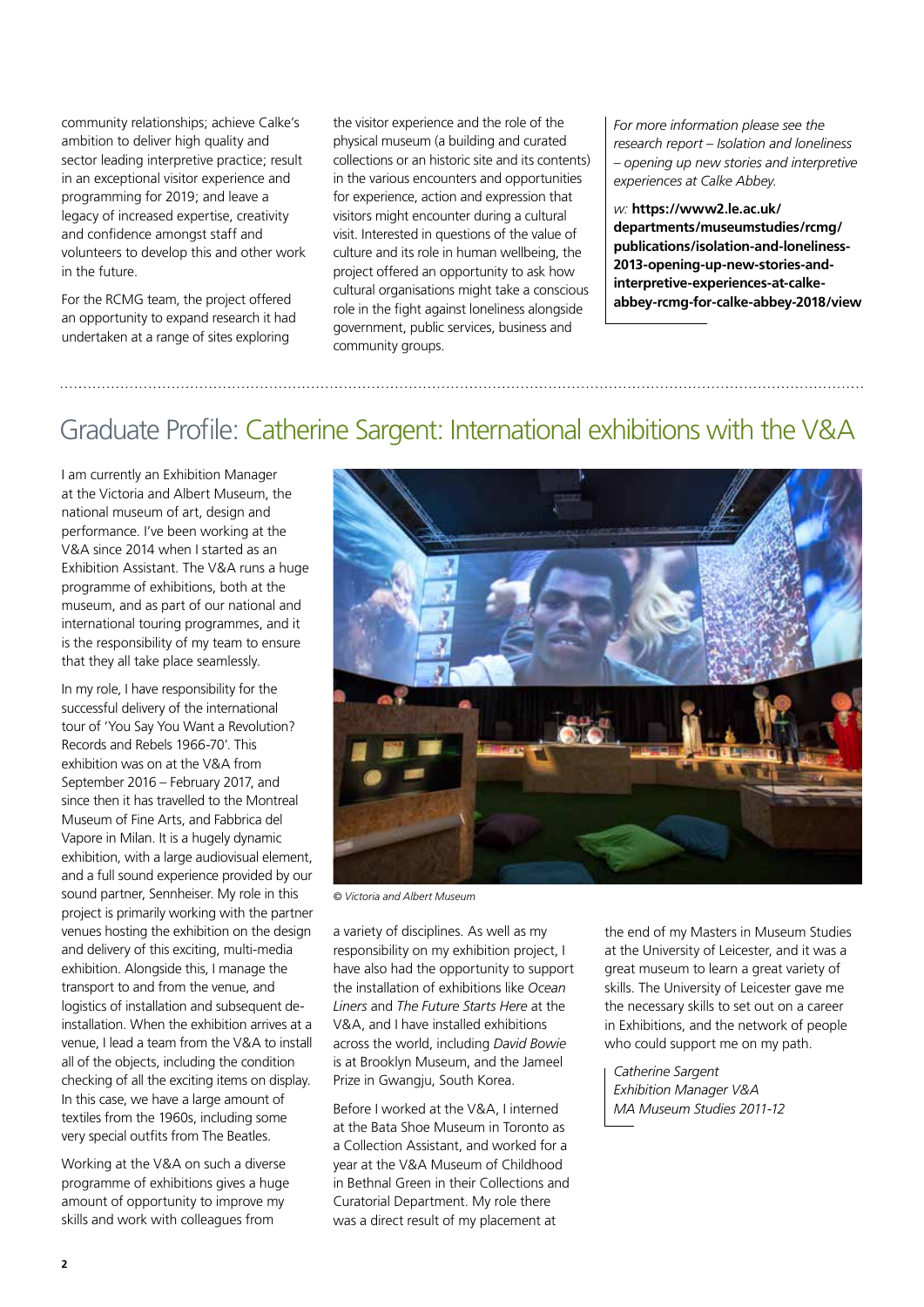community relationships; achieve Calke's ambition to deliver high quality and sector leading interpretive practice; result in an exceptional visitor experience and programming for 2019; and leave a legacy of increased expertise, creativity and confidence amongst staff and volunteers to develop this and other work in the future.

For the RCMG team, the project offered an opportunity to expand research it had undertaken at a range of sites exploring the visitor experience and the role of the physical museum (a building and curated collections or an historic site and its contents) in the various encounters and opportunities for experience, action and expression that visitors might encounter during a cultural visit. Interested in questions of the value of culture and its role in human wellbeing, the project offered an opportunity to ask how cultural organisations might take a conscious role in the fight against loneliness alongside government, public services, business and community groups.

*For more information please see the research report – Isolation and loneliness – opening up new stories and interpretive experiences at Calke Abbey.*

*w:* **https://www2.le.ac.uk/departments/museumstudies/rcmg/publications/isolation-and-loneliness-2013-opening-up-new-stories-and-interpretive-experiences-at-calke-abbey-rcmg-for-calke-abbey-2018/view**

## Graduate Profile: Catherine Sargent: International exhibitions with the V&A

I am currently an Exhibition Manager at the Victoria and Albert Museum, the national museum of art, design and performance. I've been working at the V&A since 2014 when I started as an Exhibition Assistant. The V&A runs a huge programme of exhibitions, both at the museum, and as part of our national and international touring programmes, and it is the responsibility of my team to ensure that they all take place seamlessly.

In my role, I have responsibility for the successful delivery of the international tour of 'You Say You Want a Revolution? Records and Rebels 1966-70'. This exhibition was on at the V&A from September 2016 – February 2017, and since then it has travelled to the Montreal Museum of Fine Arts, and Fabbrica del Vapore in Milan. It is a hugely dynamic exhibition, with a large audiovisual element, and a full sound experience provided by our sound partner, Sennheiser. My role in this project is primarily working with the partner venues hosting the exhibition on the design and delivery of this exciting, multi-media exhibition. Alongside this, I manage the transport to and from the venue, and logistics of installation and subsequent de-installation. When the exhibition arrives at a venue, I lead a team from the V&A to install all of the objects, including the condition checking of all the exciting items on display. In this case, we have a large amount of textiles from the 1960s, including some very special outfits from The Beatles.

Working at the V&A on such a diverse programme of exhibitions gives a huge amount of opportunity to improve my skills and work with colleagues from a variety of disciplines. As well as my responsibility on my exhibition project, I have also had the opportunity to support the installation of exhibitions like *Ocean Liners* and *The Future Starts Here* at the V&A, and I have installed exhibitions across the world, including *David Bowie* is at Brooklyn Museum, and the Jameel Prize in Gwangju, South Korea.

*© Victoria and Albert Museum*

Before I worked at the V&A, I interned at the Bata Shoe Museum in Toronto as a Collection Assistant, and worked for a year at the V&A Museum of Childhood in Bethnal Green in their Collections and Curatorial Department. My role there was a direct result of my placement at the end of my Masters in Museum Studies at the University of Leicester, and it was a great museum to learn a great variety of skills. The University of Leicester gave me the necessary skills to set out on a career in Exhibitions, and the network of people who could support me on my path.

*Catherine Sargent*
*Exhibition Manager V&A*
*MA Museum Studies 2011-12*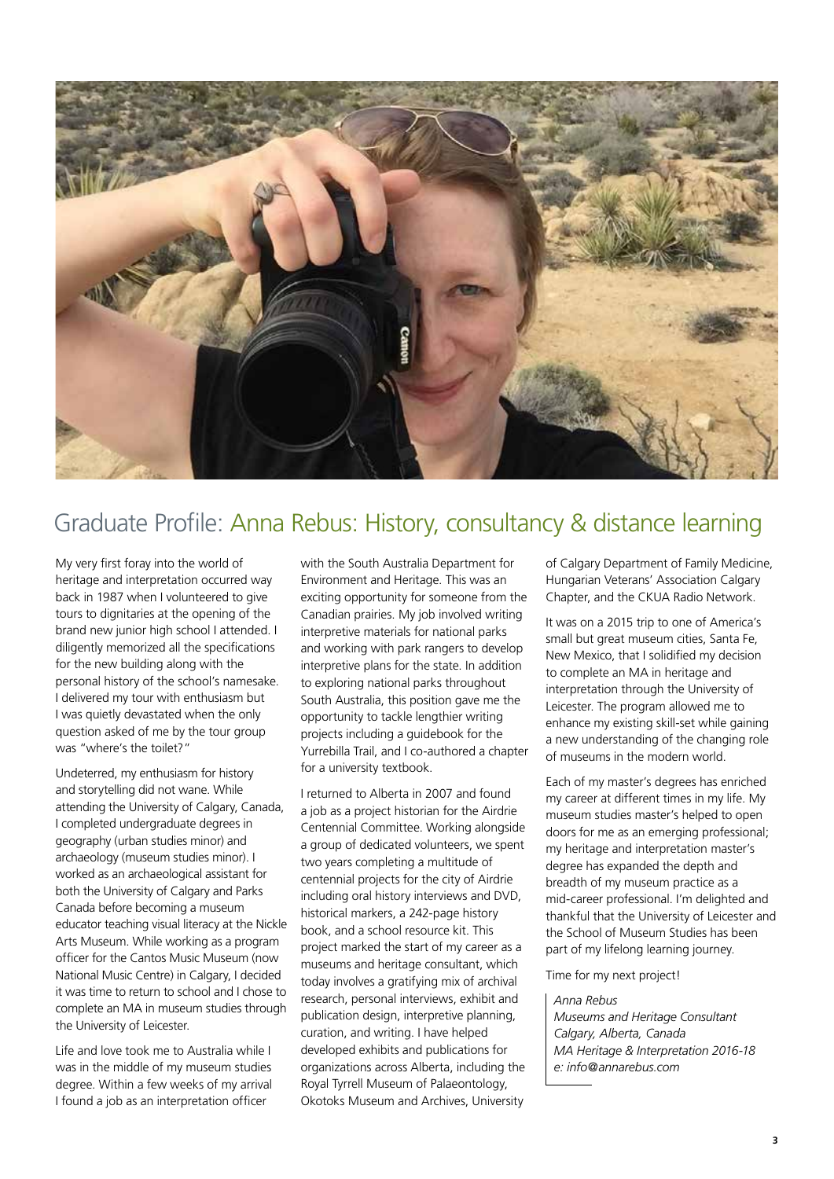# Graduate Profile: Anna Rebus: History, consultancy & distance learning

My very first foray into the world of heritage and interpretation occurred way back in 1987 when I volunteered to give tours to dignitaries at the opening of the brand new junior high school I attended. I diligently memorized all the specifications for the new building along with the personal history of the school's namesake. I delivered my tour with enthusiasm but I was quietly devastated when the only question asked of me by the tour group was "where's the toilet?"

Undeterred, my enthusiasm for history and storytelling did not wane. While attending the University of Calgary, Canada, I completed undergraduate degrees in geography (urban studies minor) and archaeology (museum studies minor). I worked as an archaeological assistant for both the University of Calgary and Parks Canada before becoming a museum educator teaching visual literacy at the Nickle Arts Museum. While working as a program officer for the Cantos Music Museum (now National Music Centre) in Calgary, I decided it was time to return to school and I chose to complete an MA in museum studies through the University of Leicester.

Life and love took me to Australia while I was in the middle of my museum studies degree. Within a few weeks of my arrival I found a job as an interpretation officer with the South Australia Department for Environment and Heritage. This was an exciting opportunity for someone from the Canadian prairies. My job involved writing interpretive materials for national parks and working with park rangers to develop interpretive plans for the state. In addition to exploring national parks throughout South Australia, this position gave me the opportunity to tackle lengthier writing projects including a guidebook for the Yurrebilla Trail, and I co-authored a chapter for a university textbook.

I returned to Alberta in 2007 and found a job as a project historian for the Airdrie Centennial Committee. Working alongside a group of dedicated volunteers, we spent two years completing a multitude of centennial projects for the city of Airdrie including oral history interviews and DVD, historical markers, a 242-page history book, and a school resource kit. This project marked the start of my career as a museums and heritage consultant, which today involves a gratifying mix of archival research, personal interviews, exhibit and publication design, interpretive planning, curation, and writing. I have helped developed exhibits and publications for organizations across Alberta, including the Royal Tyrrell Museum of Palaeontology, Okotoks Museum and Archives, University of Calgary Department of Family Medicine, Hungarian Veterans' Association Calgary Chapter, and the CKUA Radio Network.

It was on a 2015 trip to one of America's small but great museum cities, Santa Fe, New Mexico, that I solidified my decision to complete an MA in heritage and interpretation through the University of Leicester. The program allowed me to enhance my existing skill-set while gaining a new understanding of the changing role of museums in the modern world.

Each of my master's degrees has enriched my career at different times in my life. My museum studies master's helped to open doors for me as an emerging professional; my heritage and interpretation master's degree has expanded the depth and breadth of my museum practice as a mid-career professional. I'm delighted and thankful that the University of Leicester and the School of Museum Studies has been part of my lifelong learning journey.

Time for my next project!

*Anna Rebus*
*Museums and Heritage Consultant*
*Calgary, Alberta, Canada*
*MA Heritage & Interpretation 2016-18*
*e: info@annarebus.com*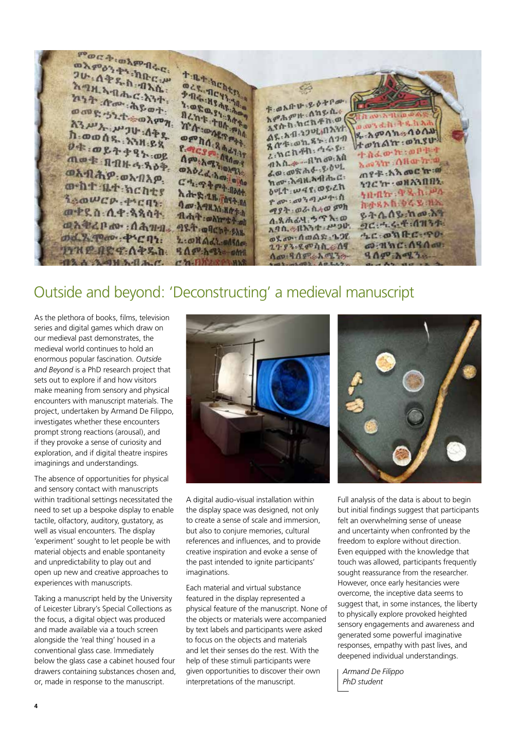# Outside and beyond: 'Deconstructing' a medieval manuscript

As the plethora of books, films, television series and digital games which draw on our medieval past demonstrates, the medieval world continues to hold an enormous popular fascination. *Outside and Beyond* is a PhD research project that sets out to explore if and how visitors make meaning from sensory and physical encounters with manuscript materials. The project, undertaken by Armand De Filippo, investigates whether these encounters prompt strong reactions (arousal), and if they provoke a sense of curiosity and exploration, and if digital theatre inspires imaginings and understandings.

The absence of opportunities for physical and sensory contact with manuscripts within traditional settings necessitated the need to set up a bespoke display to enable tactile, olfactory, auditory, gustatory, as well as visual encounters. The display 'experiment' sought to let people be with material objects and enable spontaneity and unpredictability to play out and open up new and creative approaches to experiences with manuscripts.

Taking a manuscript held by the University of Leicester Library's Special Collections as the focus, a digital object was produced and made available via a touch screen alongside the 'real thing' housed in a conventional glass case. Immediately below the glass case a cabinet housed four drawers containing substances chosen and, or, made in response to the manuscript.

A digital audio-visual installation within the display space was designed, not only to create a sense of scale and immersion, but also to conjure memories, cultural references and influences, and to provide creative inspiration and evoke a sense of the past intended to ignite participants' imaginations.

Each material and virtual substance featured in the display represented a physical feature of the manuscript. None of the objects or materials were accompanied by text labels and participants were asked to focus on the objects and materials and let their senses do the rest. With the help of these stimuli participants were given opportunities to discover their own interpretations of the manuscript.

Full analysis of the data is about to begin but initial findings suggest that participants felt an overwhelming sense of unease and uncertainty when confronted by the freedom to explore without direction. Even equipped with the knowledge that touch was allowed, participants frequently sought reassurance from the researcher. However, once early hesitancies were overcome, the inceptive data seems to suggest that, in some instances, the liberty to physically explore provoked heighted sensory engagements and awareness and generated some powerful imaginative responses, empathy with past lives, and deepened individual understandings.

*Armand De Filippo*
*PhD student*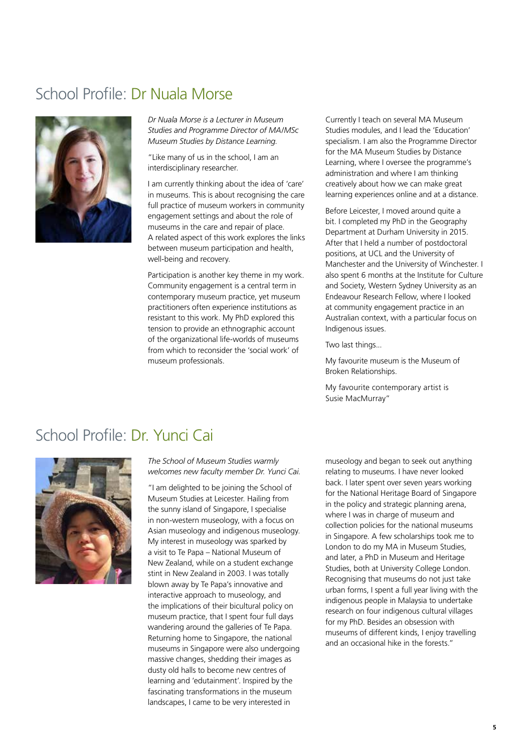## School Profile: Dr Nuala Morse

*Dr Nuala Morse is a Lecturer in Museum Studies and Programme Director of MA/MSc Museum Studies by Distance Learning.*

"Like many of us in the school, I am an interdisciplinary researcher.

I am currently thinking about the idea of 'care' in museums. This is about recognising the care full practice of museum workers in community engagement settings and about the role of museums in the care and repair of place. A related aspect of this work explores the links between museum participation and health, well-being and recovery.

Participation is another key theme in my work. Community engagement is a central term in contemporary museum practice, yet museum practitioners often experience institutions as resistant to this work. My PhD explored this tension to provide an ethnographic account of the organizational life-worlds of museums from which to reconsider the 'social work' of museum professionals.

Currently I teach on several MA Museum Studies modules, and I lead the 'Education' specialism. I am also the Programme Director for the MA Museum Studies by Distance Learning, where I oversee the programme's administration and where I am thinking creatively about how we can make great learning experiences online and at a distance.

Before Leicester, I moved around quite a bit. I completed my PhD in the Geography Department at Durham University in 2015. After that I held a number of postdoctoral positions, at UCL and the University of Manchester and the University of Winchester. I also spent 6 months at the Institute for Culture and Society, Western Sydney University as an Endeavour Research Fellow, where I looked at community engagement practice in an Australian context, with a particular focus on Indigenous issues.

Two last things…

My favourite museum is the Museum of Broken Relationships.

My favourite contemporary artist is Susie MacMurray"

## School Profile: Dr. Yunci Cai

*The School of Museum Studies warmly welcomes new faculty member Dr. Yunci Cai.*

"I am delighted to be joining the School of Museum Studies at Leicester. Hailing from the sunny island of Singapore, I specialise in non-western museology, with a focus on Asian museology and indigenous museology. My interest in museology was sparked by a visit to Te Papa – National Museum of New Zealand, while on a student exchange stint in New Zealand in 2003. I was totally blown away by Te Papa's innovative and interactive approach to museology, and the implications of their bicultural policy on museum practice, that I spent four full days wandering around the galleries of Te Papa. Returning home to Singapore, the national museums in Singapore were also undergoing massive changes, shedding their images as dusty old halls to become new centres of learning and 'edutainment'. Inspired by the fascinating transformations in the museum landscapes, I came to be very interested in museology and began to seek out anything relating to museums. I have never looked back. I later spent over seven years working for the National Heritage Board of Singapore in the policy and strategic planning arena, where I was in charge of museum and collection policies for the national museums in Singapore. A few scholarships took me to London to do my MA in Museum Studies, and later, a PhD in Museum and Heritage Studies, both at University College London. Recognising that museums do not just take urban forms, I spent a full year living with the indigenous people in Malaysia to undertake research on four indigenous cultural villages for my PhD. Besides an obsession with museums of different kinds, I enjoy travelling and an occasional hike in the forests."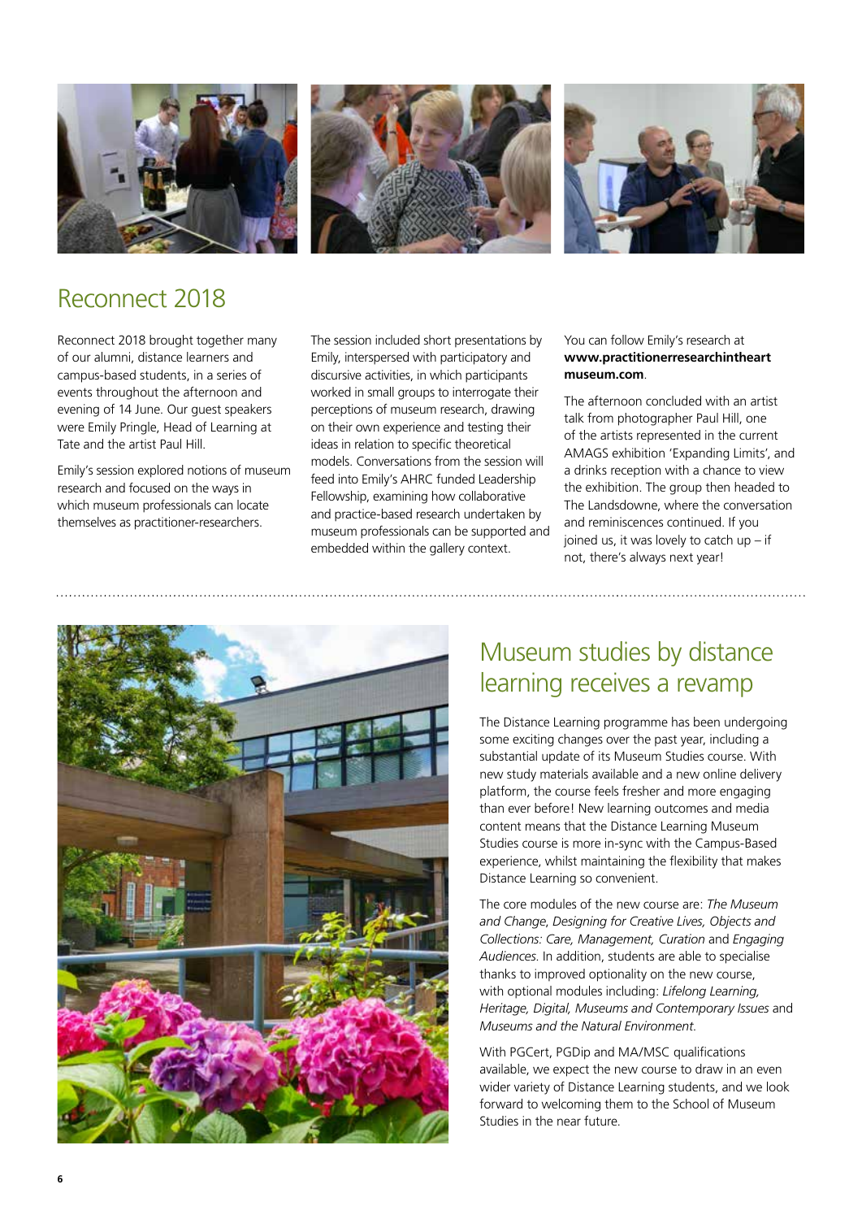## Reconnect 2018

Reconnect 2018 brought together many of our alumni, distance learners and campus-based students, in a series of events throughout the afternoon and evening of 14 June. Our guest speakers were Emily Pringle, Head of Learning at Tate and the artist Paul Hill.

Emily's session explored notions of museum research and focused on the ways in which museum professionals can locate themselves as practitioner-researchers.

The session included short presentations by Emily, interspersed with participatory and discursive activities, in which participants worked in small groups to interrogate their perceptions of museum research, drawing on their own experience and testing their ideas in relation to specific theoretical models. Conversations from the session will feed into Emily's AHRC funded Leadership Fellowship, examining how collaborative and practice-based research undertaken by museum professionals can be supported and embedded within the gallery context.

You can follow Emily's research at **www.practitionerresearchintheart museum.com**.

The afternoon concluded with an artist talk from photographer Paul Hill, one of the artists represented in the current AMAGS exhibition 'Expanding Limits', and a drinks reception with a chance to view the exhibition. The group then headed to The Landsdowne, where the conversation and reminiscences continued. If you joined us, it was lovely to catch up – if not, there's always next year!

## Museum studies by distance learning receives a revamp

The Distance Learning programme has been undergoing some exciting changes over the past year, including a substantial update of its Museum Studies course. With new study materials available and a new online delivery platform, the course feels fresher and more engaging than ever before! New learning outcomes and media content means that the Distance Learning Museum Studies course is more in-sync with the Campus-Based experience, whilst maintaining the flexibility that makes Distance Learning so convenient.

The core modules of the new course are: *The Museum and Change*, *Designing for Creative Lives*, *Objects and Collections: Care, Management, Curation* and *Engaging Audiences*. In addition, students are able to specialise thanks to improved optionality on the new course, with optional modules including: *Lifelong Learning, Heritage, Digital, Museums and Contemporary Issues* and *Museums and the Natural Environment.*

With PGCert, PGDip and MA/MSC qualifications available, we expect the new course to draw in an even wider variety of Distance Learning students, and we look forward to welcoming them to the School of Museum Studies in the near future.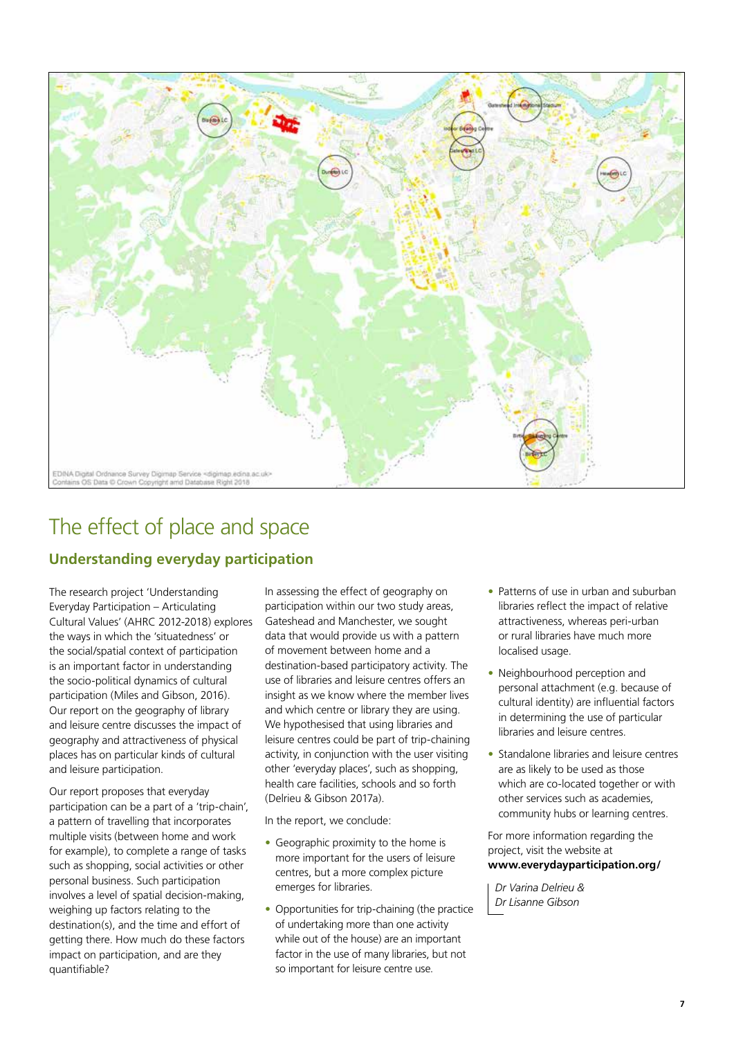EDINA Digital Ordnance Survey Digimap Service <digimap.edina.ac.uk>
Contains OS Data © Crown Copyright and Database Right 2018

# The effect of place and space

## Understanding everyday participation

The research project 'Understanding Everyday Participation – Articulating Cultural Values' (AHRC 2012-2018) explores the ways in which the 'situatedness' or the social/spatial context of participation is an important factor in understanding the socio-political dynamics of cultural participation (Miles and Gibson, 2016). Our report on the geography of library and leisure centre discusses the impact of geography and attractiveness of physical places has on particular kinds of cultural and leisure participation.

Our report proposes that everyday participation can be a part of a 'trip-chain', a pattern of travelling that incorporates multiple visits (between home and work for example), to complete a range of tasks such as shopping, social activities or other personal business. Such participation involves a level of spatial decision-making, weighing up factors relating to the destination(s), and the time and effort of getting there. How much do these factors impact on participation, and are they quantifiable?

In assessing the effect of geography on participation within our two study areas, Gateshead and Manchester, we sought data that would provide us with a pattern of movement between home and a destination-based participatory activity. The use of libraries and leisure centres offers an insight as we know where the member lives and which centre or library they are using. We hypothesised that using libraries and leisure centres could be part of trip-chaining activity, in conjunction with the user visiting other 'everyday places', such as shopping, health care facilities, schools and so forth (Delrieu & Gibson 2017a).

In the report, we conclude:

- Geographic proximity to the home is more important for the users of leisure centres, but a more complex picture emerges for libraries.
- Opportunities for trip-chaining (the practice of undertaking more than one activity while out of the house) are an important factor in the use of many libraries, but not so important for leisure centre use.
- Patterns of use in urban and suburban libraries reflect the impact of relative attractiveness, whereas peri-urban or rural libraries have much more localised usage.
- Neighbourhood perception and personal attachment (e.g. because of cultural identity) are influential factors in determining the use of particular libraries and leisure centres.
- Standalone libraries and leisure centres are as likely to be used as those which are co-located together or with other services such as academies, community hubs or learning centres.

For more information regarding the project, visit the website at **www.everydayparticipation.org/**

*Dr Varina Delrieu &*
*Dr Lisanne Gibson*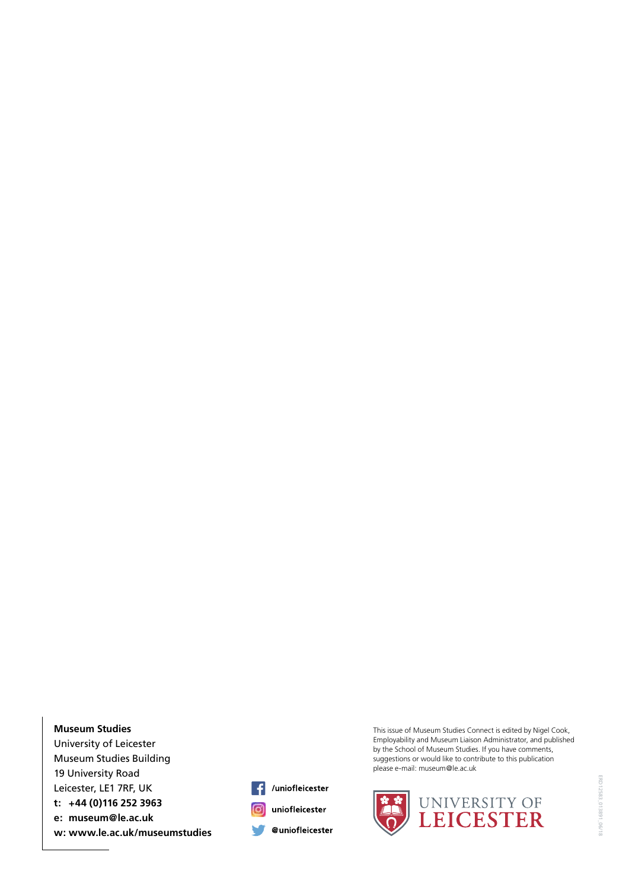**Museum Studies**
University of Leicester
Museum Studies Building
19 University Road
Leicester, LE1 7RF, UK
**t: +44 (0)116 252 3963**
**e: museum@le.ac.uk**
**w: www.le.ac.uk/museumstudies**

**/uniofleicester**
**uniofleicester**
**@uniofleicester**

This issue of Museum Studies Connect is edited by Nigel Cook, Employability and Museum Liaison Administrator, and published by the School of Museum Studies. If you have comments, suggestions or would like to contribute to this publication please e-mail: museum@le.ac.uk

UNIVERSITY OF LEICESTER

ERD12583_013891_06/18